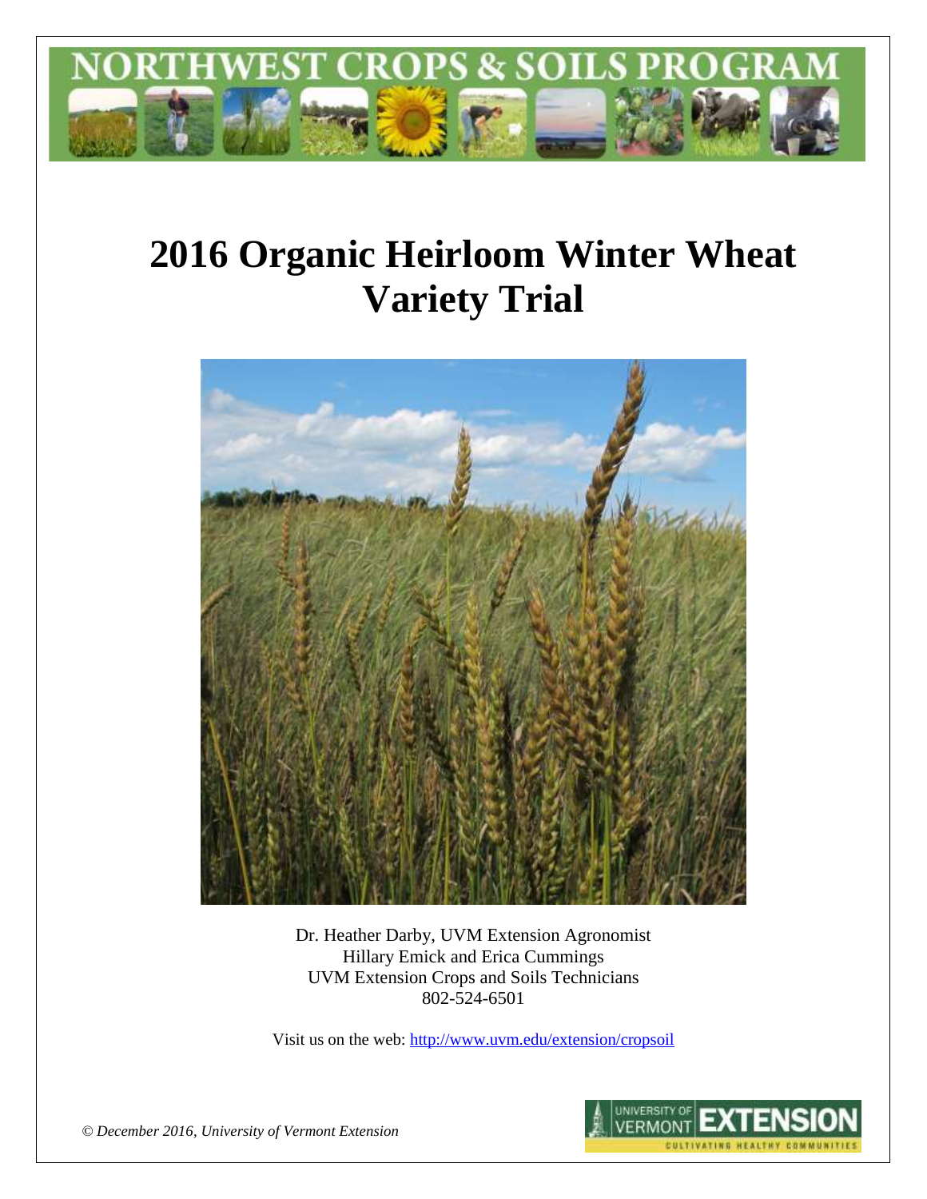NORTHWEST CROPS & SOILS PROGRAM

# 2016 Organic Heirloom Winter Wheat Variety Trial

Dr. Heather Darby, UVM Extension Agronomist
Hillary Emick and Erica Cummings
UVM Extension Crops and Soils Technicians
802-524-6501

Visit us on the web: http://www.uvm.edu/extension/cropsoil

*© December 2016, University of Vermont Extension*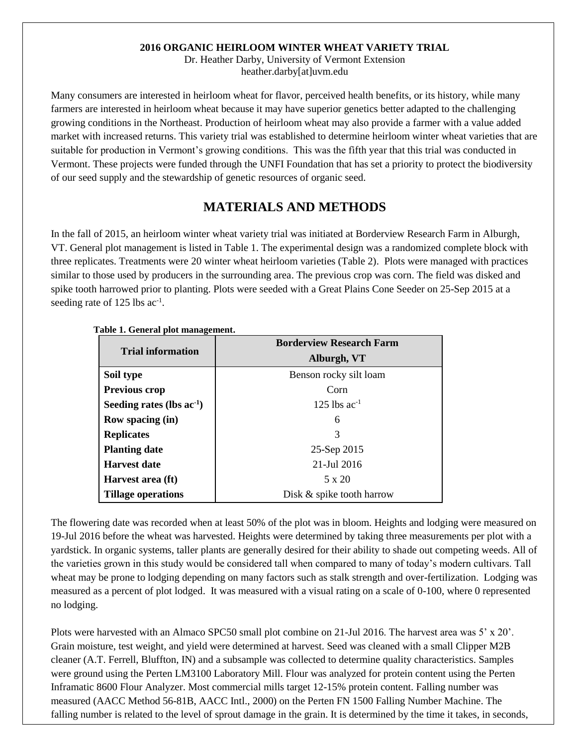**2016 ORGANIC HEIRLOOM WINTER WHEAT VARIETY TRIAL**

Dr. Heather Darby, University of Vermont Extension
heather.darby[at]uvm.edu

Many consumers are interested in heirloom wheat for flavor, perceived health benefits, or its history, while many farmers are interested in heirloom wheat because it may have superior genetics better adapted to the challenging growing conditions in the Northeast. Production of heirloom wheat may also provide a farmer with a value added market with increased returns. This variety trial was established to determine heirloom winter wheat varieties that are suitable for production in Vermont's growing conditions. This was the fifth year that this trial was conducted in Vermont. These projects were funded through the UNFI Foundation that has set a priority to protect the biodiversity of our seed supply and the stewardship of genetic resources of organic seed.

## MATERIALS AND METHODS

In the fall of 2015, an heirloom winter wheat variety trial was initiated at Borderview Research Farm in Alburgh, VT. General plot management is listed in Table 1. The experimental design was a randomized complete block with three replicates. Treatments were 20 winter wheat heirloom varieties (Table 2). Plots were managed with practices similar to those used by producers in the surrounding area. The previous crop was corn. The field was disked and spike tooth harrowed prior to planting. Plots were seeded with a Great Plains Cone Seeder on 25-Sep 2015 at a seeding rate of 125 lbs ac$^{-1}$.

**Table 1. General plot management.**

| Trial information | Borderview Research Farm Alburgh, VT |
|---|---|
| **Soil type** | Benson rocky silt loam |
| **Previous crop** | Corn |
| **Seeding rates (lbs ac$^{-1}$)** | 125 lbs ac$^{-1}$ |
| **Row spacing (in)** | 6 |
| **Replicates** | 3 |
| **Planting date** | 25-Sep 2015 |
| **Harvest date** | 21-Jul 2016 |
| **Harvest area (ft)** | 5 x 20 |
| **Tillage operations** | Disk & spike tooth harrow |

The flowering date was recorded when at least 50% of the plot was in bloom. Heights and lodging were measured on 19-Jul 2016 before the wheat was harvested. Heights were determined by taking three measurements per plot with a yardstick. In organic systems, taller plants are generally desired for their ability to shade out competing weeds. All of the varieties grown in this study would be considered tall when compared to many of today's modern cultivars. Tall wheat may be prone to lodging depending on many factors such as stalk strength and over-fertilization. Lodging was measured as a percent of plot lodged. It was measured with a visual rating on a scale of 0-100, where 0 represented no lodging.

Plots were harvested with an Almaco SPC50 small plot combine on 21-Jul 2016. The harvest area was 5' x 20'. Grain moisture, test weight, and yield were determined at harvest. Seed was cleaned with a small Clipper M2B cleaner (A.T. Ferrell, Bluffton, IN) and a subsample was collected to determine quality characteristics. Samples were ground using the Perten LM3100 Laboratory Mill. Flour was analyzed for protein content using the Perten Inframatic 8600 Flour Analyzer. Most commercial mills target 12-15% protein content. Falling number was measured (AACC Method 56-81B, AACC Intl., 2000) on the Perten FN 1500 Falling Number Machine. The falling number is related to the level of sprout damage in the grain. It is determined by the time it takes, in seconds,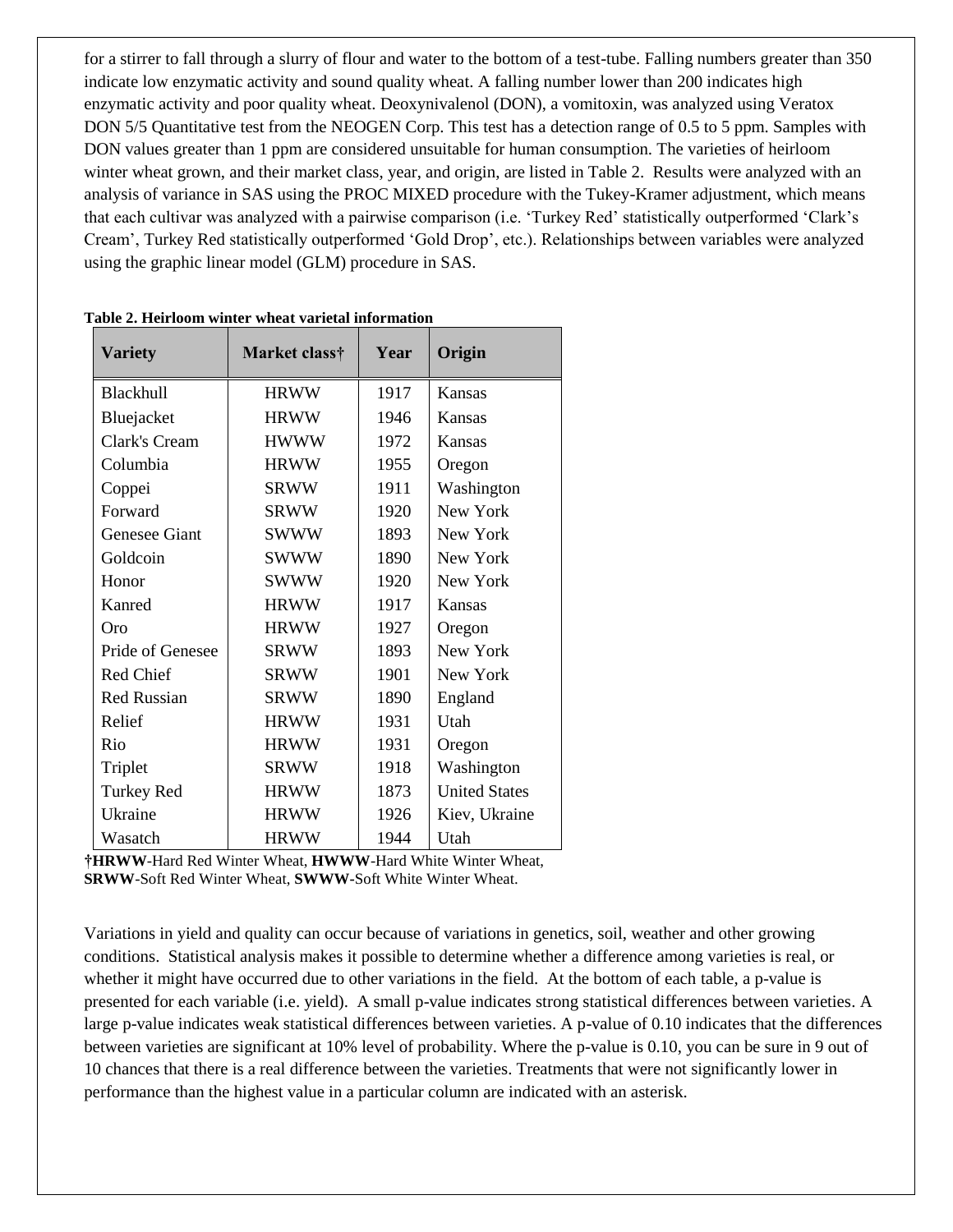for a stirrer to fall through a slurry of flour and water to the bottom of a test-tube. Falling numbers greater than 350 indicate low enzymatic activity and sound quality wheat. A falling number lower than 200 indicates high enzymatic activity and poor quality wheat. Deoxynivalenol (DON), a vomitoxin, was analyzed using Veratox DON 5/5 Quantitative test from the NEOGEN Corp. This test has a detection range of 0.5 to 5 ppm. Samples with DON values greater than 1 ppm are considered unsuitable for human consumption. The varieties of heirloom winter wheat grown, and their market class, year, and origin, are listed in Table 2. Results were analyzed with an analysis of variance in SAS using the PROC MIXED procedure with the Tukey-Kramer adjustment, which means that each cultivar was analyzed with a pairwise comparison (i.e. 'Turkey Red' statistically outperformed 'Clark's Cream', Turkey Red statistically outperformed 'Gold Drop', etc.). Relationships between variables were analyzed using the graphic linear model (GLM) procedure in SAS.

**Table 2. Heirloom winter wheat varietal information**

| Variety | Market class† | Year | Origin |
|---|---|---|---|
| Blackhull | HRWW | 1917 | Kansas |
| Bluejacket | HRWW | 1946 | Kansas |
| Clark's Cream | HWWW | 1972 | Kansas |
| Columbia | HRWW | 1955 | Oregon |
| Coppei | SRWW | 1911 | Washington |
| Forward | SRWW | 1920 | New York |
| Genesee Giant | SWWW | 1893 | New York |
| Goldcoin | SWWW | 1890 | New York |
| Honor | SWWW | 1920 | New York |
| Kanred | HRWW | 1917 | Kansas |
| Oro | HRWW | 1927 | Oregon |
| Pride of Genesee | SRWW | 1893 | New York |
| Red Chief | SRWW | 1901 | New York |
| Red Russian | SRWW | 1890 | England |
| Relief | HRWW | 1931 | Utah |
| Rio | HRWW | 1931 | Oregon |
| Triplet | SRWW | 1918 | Washington |
| Turkey Red | HRWW | 1873 | United States |
| Ukraine | HRWW | 1926 | Kiev, Ukraine |
| Wasatch | HRWW | 1944 | Utah |

†**HRWW**-Hard Red Winter Wheat, **HWWW**-Hard White Winter Wheat, **SRWW**-Soft Red Winter Wheat, **SWWW**-Soft White Winter Wheat.

Variations in yield and quality can occur because of variations in genetics, soil, weather and other growing conditions. Statistical analysis makes it possible to determine whether a difference among varieties is real, or whether it might have occurred due to other variations in the field. At the bottom of each table, a p-value is presented for each variable (i.e. yield). A small p-value indicates strong statistical differences between varieties. A large p-value indicates weak statistical differences between varieties. A p-value of 0.10 indicates that the differences between varieties are significant at 10% level of probability. Where the p-value is 0.10, you can be sure in 9 out of 10 chances that there is a real difference between the varieties. Treatments that were not significantly lower in performance than the highest value in a particular column are indicated with an asterisk.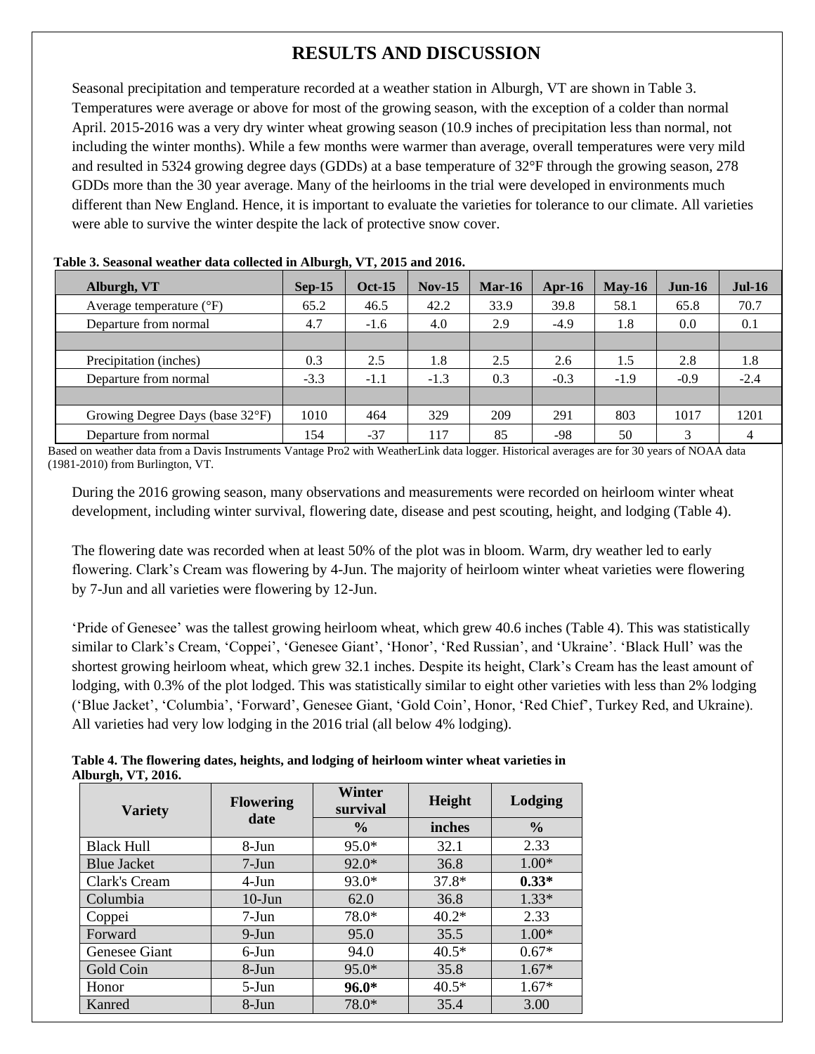# RESULTS AND DISCUSSION

Seasonal precipitation and temperature recorded at a weather station in Alburgh, VT are shown in Table 3. Temperatures were average or above for most of the growing season, with the exception of a colder than normal April. 2015-2016 was a very dry winter wheat growing season (10.9 inches of precipitation less than normal, not including the winter months). While a few months were warmer than average, overall temperatures were very mild and resulted in 5324 growing degree days (GDDs) at a base temperature of 32°F through the growing season, 278 GDDs more than the 30 year average. Many of the heirlooms in the trial were developed in environments much different than New England. Hence, it is important to evaluate the varieties for tolerance to our climate. All varieties were able to survive the winter despite the lack of protective snow cover.

**Table 3. Seasonal weather data collected in Alburgh, VT, 2015 and 2016.**

| Alburgh, VT | Sep-15 | Oct-15 | Nov-15 | Mar-16 | Apr-16 | May-16 | Jun-16 | Jul-16 |
|---|---|---|---|---|---|---|---|---|
| Average temperature (°F) | 65.2 | 46.5 | 42.2 | 33.9 | 39.8 | 58.1 | 65.8 | 70.7 |
| Departure from normal | 4.7 | -1.6 | 4.0 | 2.9 | -4.9 | 1.8 | 0.0 | 0.1 |
| | | | | | | | | |
| Precipitation (inches) | 0.3 | 2.5 | 1.8 | 2.5 | 2.6 | 1.5 | 2.8 | 1.8 |
| Departure from normal | -3.3 | -1.1 | -1.3 | 0.3 | -0.3 | -1.9 | -0.9 | -2.4 |
| | | | | | | | | |
| Growing Degree Days (base 32°F) | 1010 | 464 | 329 | 209 | 291 | 803 | 1017 | 1201 |
| Departure from normal | 154 | -37 | 117 | 85 | -98 | 50 | 3 | 4 |

Based on weather data from a Davis Instruments Vantage Pro2 with WeatherLink data logger. Historical averages are for 30 years of NOAA data (1981-2010) from Burlington, VT.

During the 2016 growing season, many observations and measurements were recorded on heirloom winter wheat development, including winter survival, flowering date, disease and pest scouting, height, and lodging (Table 4).

The flowering date was recorded when at least 50% of the plot was in bloom. Warm, dry weather led to early flowering. Clark's Cream was flowering by 4-Jun. The majority of heirloom winter wheat varieties were flowering by 7-Jun and all varieties were flowering by 12-Jun.

'Pride of Genesee' was the tallest growing heirloom wheat, which grew 40.6 inches (Table 4). This was statistically similar to Clark's Cream, 'Coppei', 'Genesee Giant', 'Honor', 'Red Russian', and 'Ukraine'. 'Black Hull' was the shortest growing heirloom wheat, which grew 32.1 inches. Despite its height, Clark's Cream has the least amount of lodging, with 0.3% of the plot lodged. This was statistically similar to eight other varieties with less than 2% lodging ('Blue Jacket', 'Columbia', 'Forward', Genesee Giant, 'Gold Coin', Honor, 'Red Chief', Turkey Red, and Ukraine). All varieties had very low lodging in the 2016 trial (all below 4% lodging).

**Table 4. The flowering dates, heights, and lodging of heirloom winter wheat varieties in Alburgh, VT, 2016.**

| Variety | Flowering date | Winter survival | Height | Lodging |
|---|---|---|---|---|
| | | % | inches | % |
| Black Hull | 8-Jun | 95.0* | 32.1 | 2.33 |
| Blue Jacket | 7-Jun | 92.0* | 36.8 | 1.00* |
| Clark's Cream | 4-Jun | 93.0* | 37.8* | **0.33*** |
| Columbia | 10-Jun | 62.0 | 36.8 | 1.33* |
| Coppei | 7-Jun | 78.0* | 40.2* | 2.33 |
| Forward | 9-Jun | 95.0 | 35.5 | 1.00* |
| Genesee Giant | 6-Jun | 94.0 | 40.5* | 0.67* |
| Gold Coin | 8-Jun | 95.0* | 35.8 | 1.67* |
| Honor | 5-Jun | **96.0*** | 40.5* | 1.67* |
| Kanred | 8-Jun | 78.0* | 35.4 | 3.00 |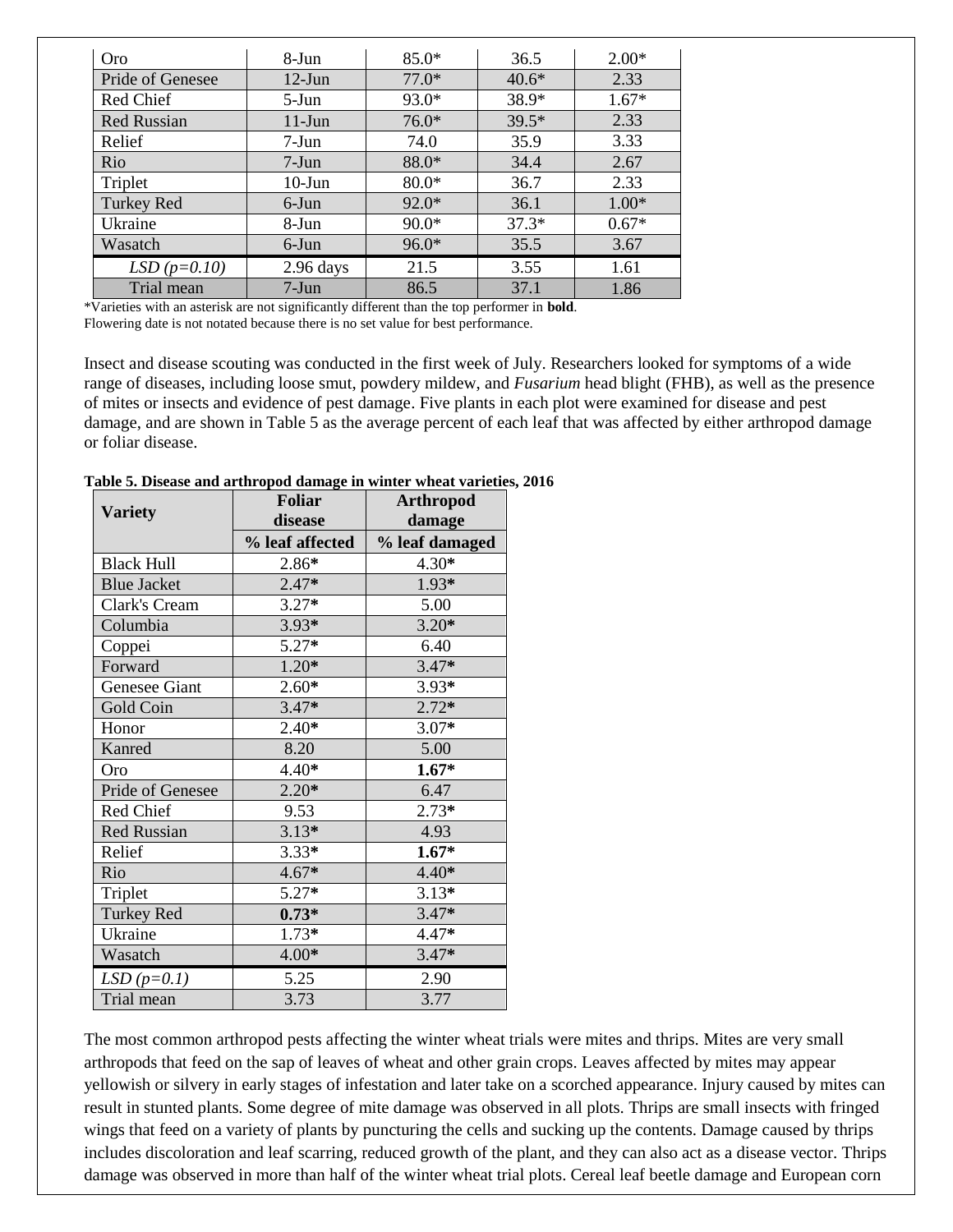| Oro | 8-Jun | 85.0* | 36.5 | 2.00* |
|---|---|---|---|---|
| Pride of Genesee | 12-Jun | 77.0* | 40.6* | 2.33 |
| Red Chief | 5-Jun | 93.0* | 38.9* | 1.67* |
| Red Russian | 11-Jun | 76.0* | 39.5* | 2.33 |
| Relief | 7-Jun | 74.0 | 35.9 | 3.33 |
| Rio | 7-Jun | 88.0* | 34.4 | 2.67 |
| Triplet | 10-Jun | 80.0* | 36.7 | 2.33 |
| Turkey Red | 6-Jun | 92.0* | 36.1 | 1.00* |
| Ukraine | 8-Jun | 90.0* | 37.3* | 0.67* |
| Wasatch | 6-Jun | 96.0* | 35.5 | 3.67 |
| *LSD (p=0.10)* | 2.96 days | 21.5 | 3.55 | 1.61 |
| Trial mean | 7-Jun | 86.5 | 37.1 | 1.86 |

*Varieties with an asterisk are not significantly different than the top performer in **bold**.
Flowering date is not notated because there is no set value for best performance.

Insect and disease scouting was conducted in the first week of July. Researchers looked for symptoms of a wide range of diseases, including loose smut, powdery mildew, and *Fusarium* head blight (FHB), as well as the presence of mites or insects and evidence of pest damage. Five plants in each plot were examined for disease and pest damage, and are shown in Table 5 as the average percent of each leaf that was affected by either arthropod damage or foliar disease.

**Table 5. Disease and arthropod damage in winter wheat varieties, 2016**

| Variety | Foliar disease | Arthropod damage |
|---|---|---|
| | % leaf affected | % leaf damaged |
| Black Hull | 2.86* | 4.30* |
| Blue Jacket | 2.47* | 1.93* |
| Clark's Cream | 3.27* | 5.00 |
| Columbia | 3.93* | 3.20* |
| Coppei | 5.27* | 6.40 |
| Forward | 1.20* | 3.47* |
| Genesee Giant | 2.60* | 3.93* |
| Gold Coin | 3.47* | 2.72* |
| Honor | 2.40* | 3.07* |
| Kanred | 8.20 | 5.00 |
| Oro | 4.40* | **1.67*** |
| Pride of Genesee | 2.20* | 6.47 |
| Red Chief | 9.53 | 2.73* |
| Red Russian | 3.13* | 4.93 |
| Relief | 3.33* | **1.67*** |
| Rio | 4.67* | 4.40* |
| Triplet | 5.27* | 3.13* |
| Turkey Red | **0.73*** | 3.47* |
| Ukraine | 1.73* | 4.47* |
| Wasatch | 4.00* | 3.47* |
| *LSD (p=0.1)* | 5.25 | 2.90 |
| Trial mean | 3.73 | 3.77 |

The most common arthropod pests affecting the winter wheat trials were mites and thrips. Mites are very small arthropods that feed on the sap of leaves of wheat and other grain crops. Leaves affected by mites may appear yellowish or silvery in early stages of infestation and later take on a scorched appearance. Injury caused by mites can result in stunted plants. Some degree of mite damage was observed in all plots. Thrips are small insects with fringed wings that feed on a variety of plants by puncturing the cells and sucking up the contents. Damage caused by thrips includes discoloration and leaf scarring, reduced growth of the plant, and they can also act as a disease vector. Thrips damage was observed in more than half of the winter wheat trial plots. Cereal leaf beetle damage and European corn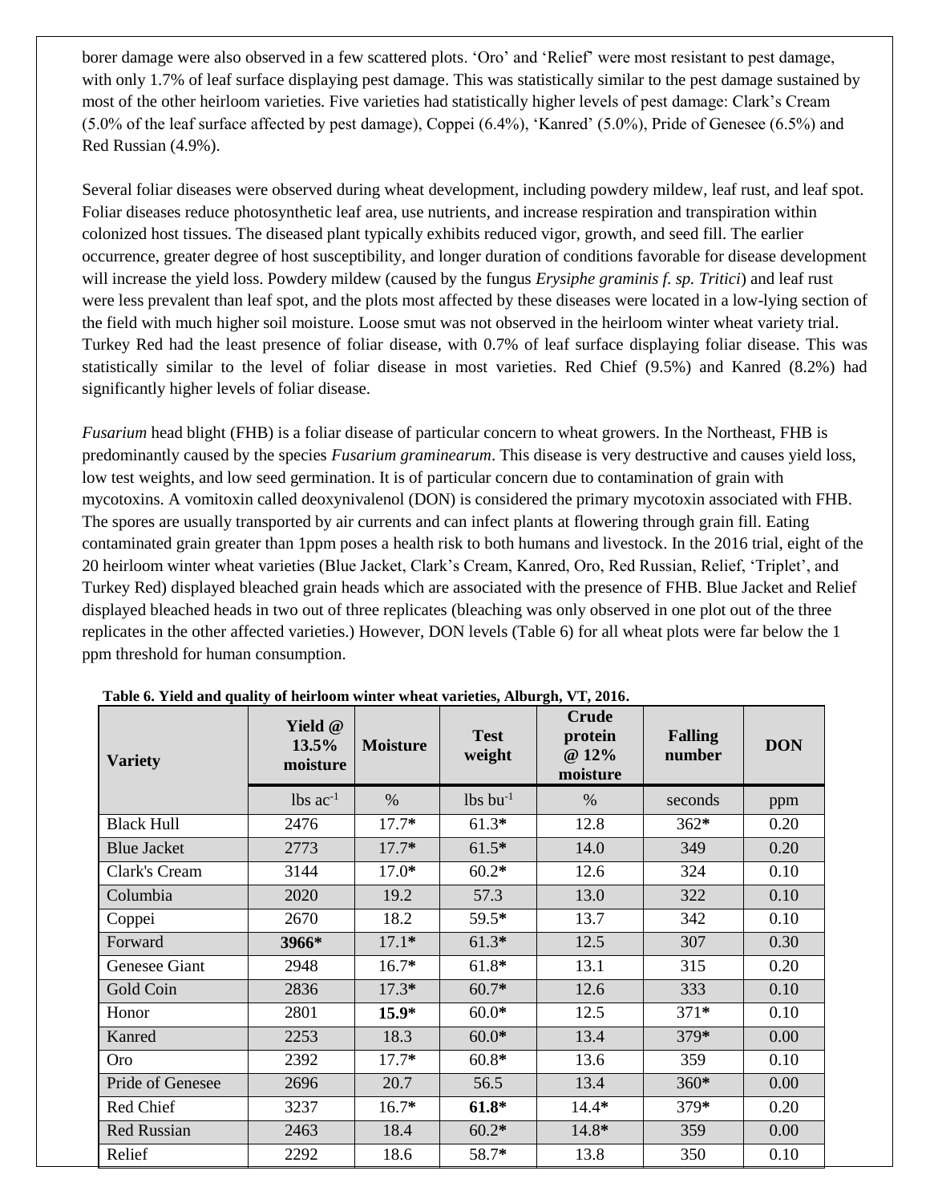borer damage were also observed in a few scattered plots. 'Oro' and 'Relief' were most resistant to pest damage, with only 1.7% of leaf surface displaying pest damage. This was statistically similar to the pest damage sustained by most of the other heirloom varieties. Five varieties had statistically higher levels of pest damage: Clark's Cream (5.0% of the leaf surface affected by pest damage), Coppei (6.4%), 'Kanred' (5.0%), Pride of Genesee (6.5%) and Red Russian (4.9%).

Several foliar diseases were observed during wheat development, including powdery mildew, leaf rust, and leaf spot. Foliar diseases reduce photosynthetic leaf area, use nutrients, and increase respiration and transpiration within colonized host tissues. The diseased plant typically exhibits reduced vigor, growth, and seed fill. The earlier occurrence, greater degree of host susceptibility, and longer duration of conditions favorable for disease development will increase the yield loss. Powdery mildew (caused by the fungus *Erysiphe graminis f. sp. Tritici*) and leaf rust were less prevalent than leaf spot, and the plots most affected by these diseases were located in a low-lying section of the field with much higher soil moisture. Loose smut was not observed in the heirloom winter wheat variety trial. Turkey Red had the least presence of foliar disease, with 0.7% of leaf surface displaying foliar disease. This was statistically similar to the level of foliar disease in most varieties. Red Chief (9.5%) and Kanred (8.2%) had significantly higher levels of foliar disease.

*Fusarium* head blight (FHB) is a foliar disease of particular concern to wheat growers. In the Northeast, FHB is predominantly caused by the species *Fusarium graminearum*. This disease is very destructive and causes yield loss, low test weights, and low seed germination. It is of particular concern due to contamination of grain with mycotoxins. A vomitoxin called deoxynivalenol (DON) is considered the primary mycotoxin associated with FHB. The spores are usually transported by air currents and can infect plants at flowering through grain fill. Eating contaminated grain greater than 1ppm poses a health risk to both humans and livestock. In the 2016 trial, eight of the 20 heirloom winter wheat varieties (Blue Jacket, Clark's Cream, Kanred, Oro, Red Russian, Relief, 'Triplet', and Turkey Red) displayed bleached grain heads which are associated with the presence of FHB. Blue Jacket and Relief displayed bleached heads in two out of three replicates (bleaching was only observed in one plot out of the three replicates in the other affected varieties.) However, DON levels (Table 6) for all wheat plots were far below the 1 ppm threshold for human consumption.

**Table 6. Yield and quality of heirloom winter wheat varieties, Alburgh, VT, 2016.**

| Variety | Yield @ 13.5% moisture | Moisture | Test weight | Crude protein @ 12% moisture | Falling number | DON |
|---|---|---|---|---|---|---|
| | lbs ac$^{-1}$ | % | lbs bu$^{-1}$ | % | seconds | ppm |
| Black Hull | 2476 | 17.7* | 61.3* | 12.8 | 362* | 0.20 |
| Blue Jacket | 2773 | 17.7* | 61.5* | 14.0 | 349 | 0.20 |
| Clark's Cream | 3144 | 17.0* | 60.2* | 12.6 | 324 | 0.10 |
| Columbia | 2020 | 19.2 | 57.3 | 13.0 | 322 | 0.10 |
| Coppei | 2670 | 18.2 | 59.5* | 13.7 | 342 | 0.10 |
| Forward | **3966*** | 17.1* | 61.3* | 12.5 | 307 | 0.30 |
| Genesee Giant | 2948 | 16.7* | 61.8* | 13.1 | 315 | 0.20 |
| Gold Coin | 2836 | 17.3* | 60.7* | 12.6 | 333 | 0.10 |
| Honor | 2801 | **15.9*** | 60.0* | 12.5 | 371* | 0.10 |
| Kanred | 2253 | 18.3 | 60.0* | 13.4 | 379* | 0.00 |
| Oro | 2392 | 17.7* | 60.8* | 13.6 | 359 | 0.10 |
| Pride of Genesee | 2696 | 20.7 | 56.5 | 13.4 | 360* | 0.00 |
| Red Chief | 3237 | 16.7* | **61.8*** | 14.4* | 379* | 0.20 |
| Red Russian | 2463 | 18.4 | 60.2* | 14.8* | 359 | 0.00 |
| Relief | 2292 | 18.6 | 58.7* | 13.8 | 350 | 0.10 |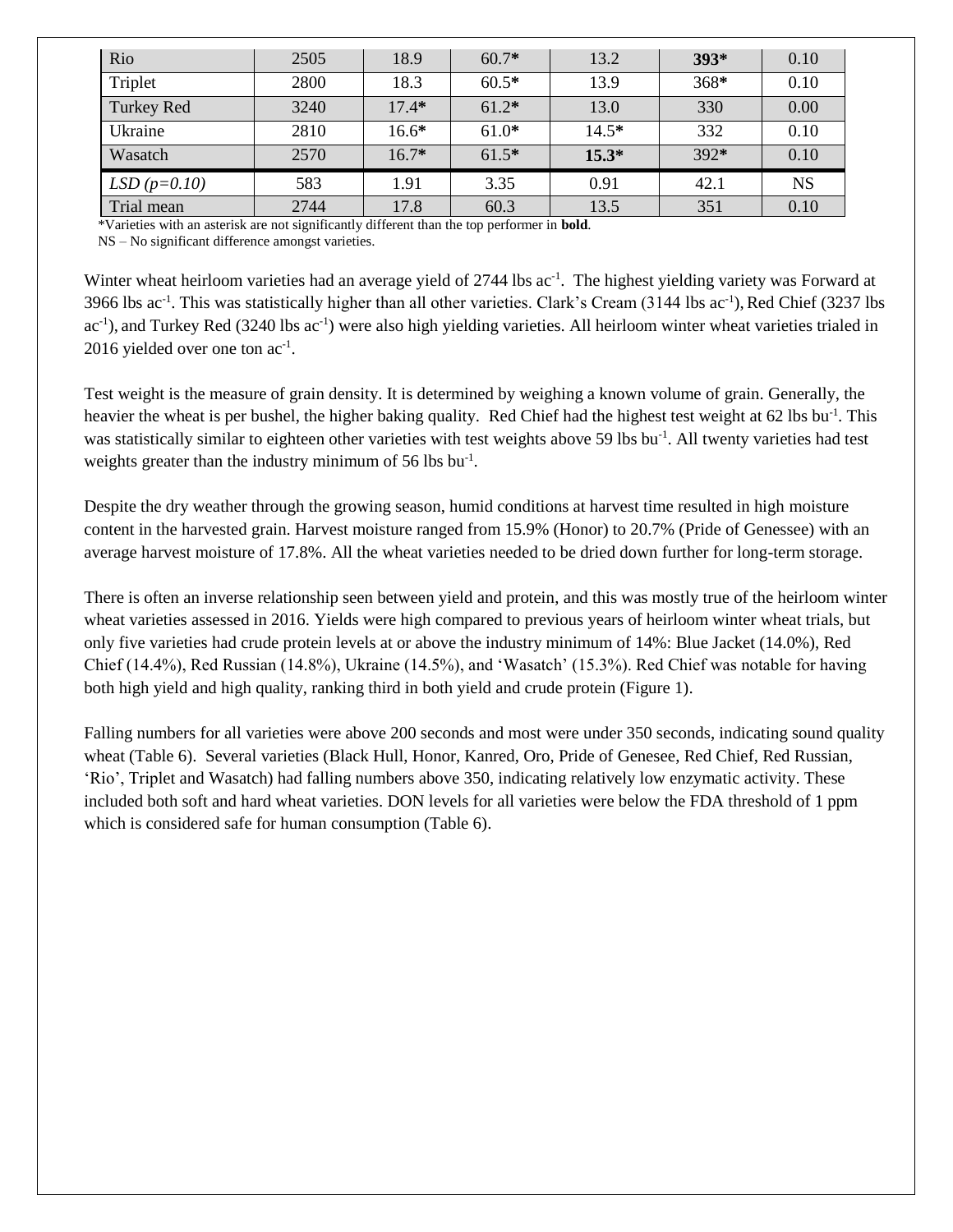| Rio | 2505 | 18.9 | 60.7* | 13.2 | **393*** | 0.10 |
|---|---|---|---|---|---|---|
| Triplet | 2800 | 18.3 | 60.5* | 13.9 | 368* | 0.10 |
| Turkey Red | 3240 | 17.4* | 61.2* | 13.0 | 330 | 0.00 |
| Ukraine | 2810 | 16.6* | 61.0* | 14.5* | 332 | 0.10 |
| Wasatch | 2570 | 16.7* | 61.5* | **15.3*** | 392* | 0.10 |
| *LSD (p=0.10)* | 583 | 1.91 | 3.35 | 0.91 | 42.1 | NS |
| Trial mean | 2744 | 17.8 | 60.3 | 13.5 | 351 | 0.10 |

*Varieties with an asterisk are not significantly different than the top performer in **bold**.
NS – No significant difference amongst varieties.

Winter wheat heirloom varieties had an average yield of 2744 lbs ac$^{-1}$. The highest yielding variety was Forward at 3966 lbs ac$^{-1}$. This was statistically higher than all other varieties. Clark's Cream (3144 lbs ac$^{-1}$), Red Chief (3237 lbs ac$^{-1}$), and Turkey Red (3240 lbs ac$^{-1}$) were also high yielding varieties. All heirloom winter wheat varieties trialed in 2016 yielded over one ton ac$^{-1}$.

Test weight is the measure of grain density. It is determined by weighing a known volume of grain. Generally, the heavier the wheat is per bushel, the higher baking quality. Red Chief had the highest test weight at 62 lbs bu$^{-1}$. This was statistically similar to eighteen other varieties with test weights above 59 lbs bu$^{-1}$. All twenty varieties had test weights greater than the industry minimum of 56 lbs bu$^{-1}$.

Despite the dry weather through the growing season, humid conditions at harvest time resulted in high moisture content in the harvested grain. Harvest moisture ranged from 15.9% (Honor) to 20.7% (Pride of Genessee) with an average harvest moisture of 17.8%. All the wheat varieties needed to be dried down further for long-term storage.

There is often an inverse relationship seen between yield and protein, and this was mostly true of the heirloom winter wheat varieties assessed in 2016. Yields were high compared to previous years of heirloom winter wheat trials, but only five varieties had crude protein levels at or above the industry minimum of 14%: Blue Jacket (14.0%), Red Chief (14.4%), Red Russian (14.8%), Ukraine (14.5%), and 'Wasatch' (15.3%). Red Chief was notable for having both high yield and high quality, ranking third in both yield and crude protein (Figure 1).

Falling numbers for all varieties were above 200 seconds and most were under 350 seconds, indicating sound quality wheat (Table 6). Several varieties (Black Hull, Honor, Kanred, Oro, Pride of Genesee, Red Chief, Red Russian, 'Rio', Triplet and Wasatch) had falling numbers above 350, indicating relatively low enzymatic activity. These included both soft and hard wheat varieties. DON levels for all varieties were below the FDA threshold of 1 ppm which is considered safe for human consumption (Table 6).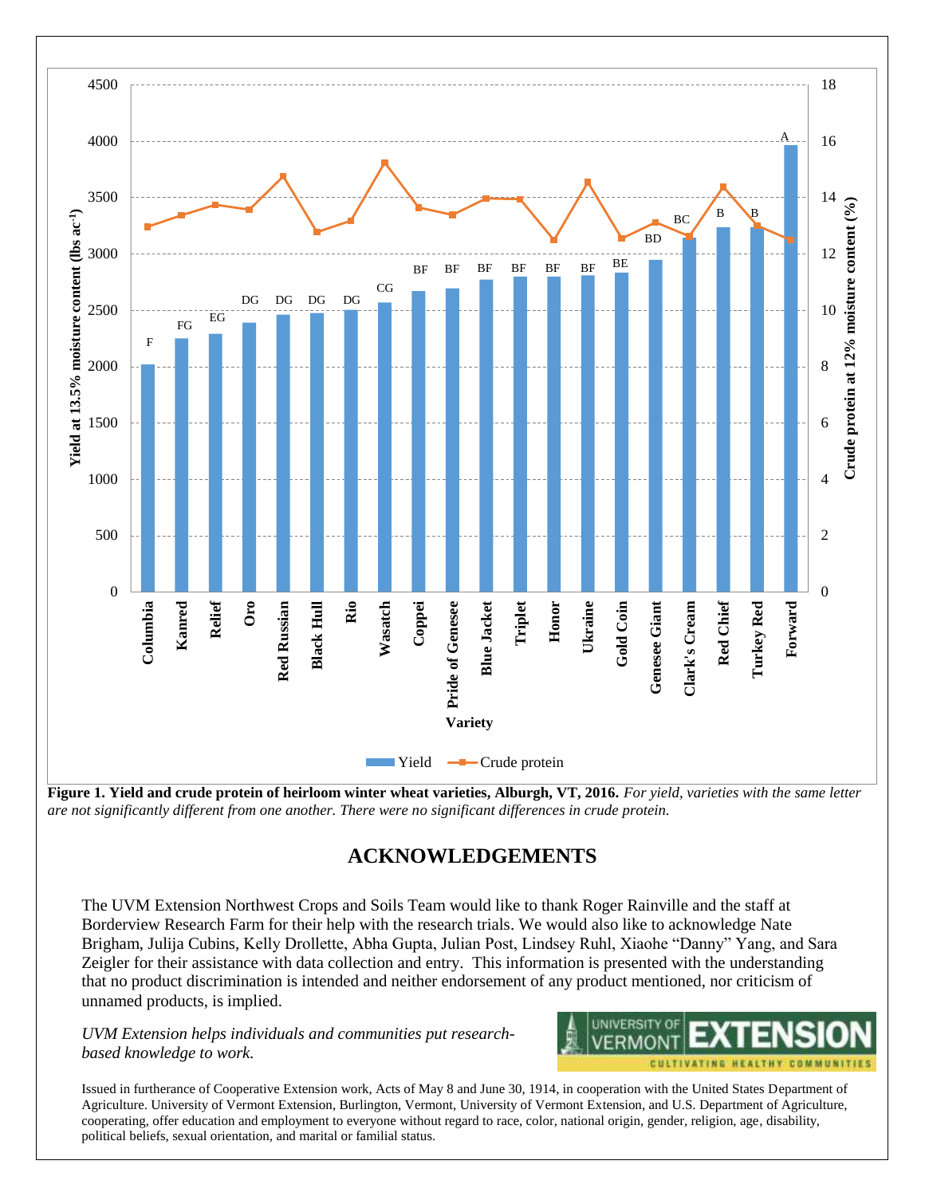4500
4000
3500
3000
2500
2000
1500
1000
500
0

18
16
14
12
10
8
6
4
2
0

Yield at 13.5% moisture content (lbs ac$^{-1}$)

Crude protein at 12% moisture content (%)

F
FG
EG
DG
DG
DG
DG
CG
BF
BF
BF
BF
BF
BF
BE
BD
BC
B
B
A

Columbia
Kanred
Relief
Oro
Red Russian
Black Hull
Rio
Wasatch
Coppei
Pride of Genesee
Blue Jacket
Triplet
Honor
Ukraine
Gold Coin
Genesee Giant
Clark's Cream
Red Chief
Turkey Red
Forward

Variety

Yield
Crude protein

**Figure 1. Yield and crude protein of heirloom winter wheat varieties, Alburgh, VT, 2016.** *For yield, varieties with the same letter are not significantly different from one another. There were no significant differences in crude protein.*

## ACKNOWLEDGEMENTS

The UVM Extension Northwest Crops and Soils Team would like to thank Roger Rainville and the staff at Borderview Research Farm for their help with the research trials. We would also like to acknowledge Nate Brigham, Julija Cubins, Kelly Drollette, Abha Gupta, Julian Post, Lindsey Ruhl, Xiaohe "Danny" Yang, and Sara Zeigler for their assistance with data collection and entry. This information is presented with the understanding that no product discrimination is intended and neither endorsement of any product mentioned, nor criticism of unnamed products, is implied.

*UVM Extension helps individuals and communities put research-based knowledge to work.*

UNIVERSITY OF VERMONT EXTENSION
CULTIVATING HEALTHY COMMUNITIES

Issued in furtherance of Cooperative Extension work, Acts of May 8 and June 30, 1914, in cooperation with the United States Department of Agriculture. University of Vermont Extension, Burlington, Vermont, University of Vermont Extension, and U.S. Department of Agriculture, cooperating, offer education and employment to everyone without regard to race, color, national origin, gender, religion, age, disability, political beliefs, sexual orientation, and marital or familial status.